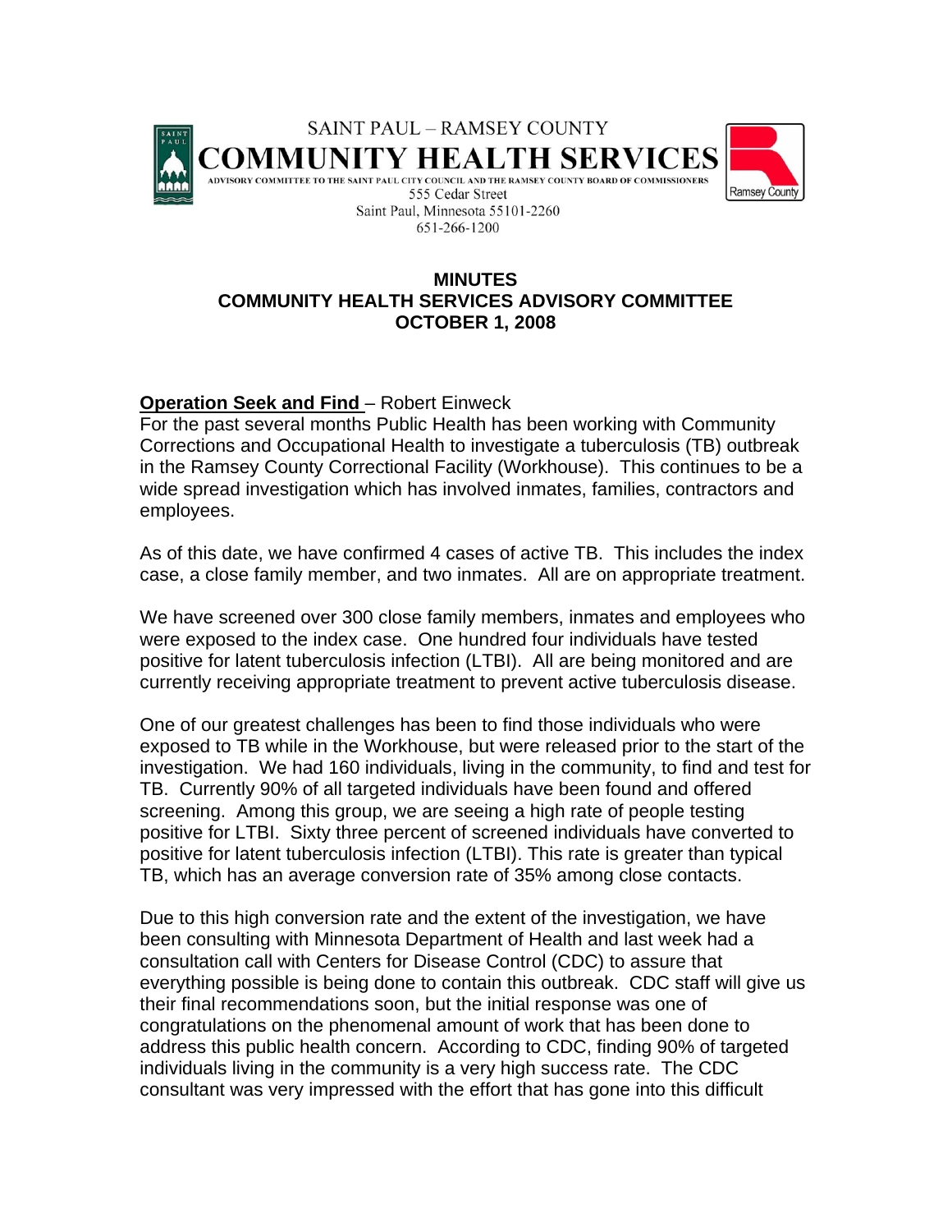SAINT PAUL – RAMSEY COUNTY

**COMMUNITY HEALTH SERVICES**

ADVISORY COMMITTEE TO THE SAINT PAUL CITY COUNCIL AND THE RAMSEY COUNTY BOARD OF COMMISSIONERS

555 Cedar Street
Saint Paul, Minnesota 55101-2260
651-266-1200

# MINUTES
# COMMUNITY HEALTH SERVICES ADVISORY COMMITTEE
# OCTOBER 1, 2008

**Operation Seek and Find** – Robert Einweck

For the past several months Public Health has been working with Community Corrections and Occupational Health to investigate a tuberculosis (TB) outbreak in the Ramsey County Correctional Facility (Workhouse). This continues to be a wide spread investigation which has involved inmates, families, contractors and employees.

As of this date, we have confirmed 4 cases of active TB. This includes the index case, a close family member, and two inmates. All are on appropriate treatment.

We have screened over 300 close family members, inmates and employees who were exposed to the index case. One hundred four individuals have tested positive for latent tuberculosis infection (LTBI). All are being monitored and are currently receiving appropriate treatment to prevent active tuberculosis disease.

One of our greatest challenges has been to find those individuals who were exposed to TB while in the Workhouse, but were released prior to the start of the investigation. We had 160 individuals, living in the community, to find and test for TB. Currently 90% of all targeted individuals have been found and offered screening. Among this group, we are seeing a high rate of people testing positive for LTBI. Sixty three percent of screened individuals have converted to positive for latent tuberculosis infection (LTBI). This rate is greater than typical TB, which has an average conversion rate of 35% among close contacts.

Due to this high conversion rate and the extent of the investigation, we have been consulting with Minnesota Department of Health and last week had a consultation call with Centers for Disease Control (CDC) to assure that everything possible is being done to contain this outbreak. CDC staff will give us their final recommendations soon, but the initial response was one of congratulations on the phenomenal amount of work that has been done to address this public health concern. According to CDC, finding 90% of targeted individuals living in the community is a very high success rate. The CDC consultant was very impressed with the effort that has gone into this difficult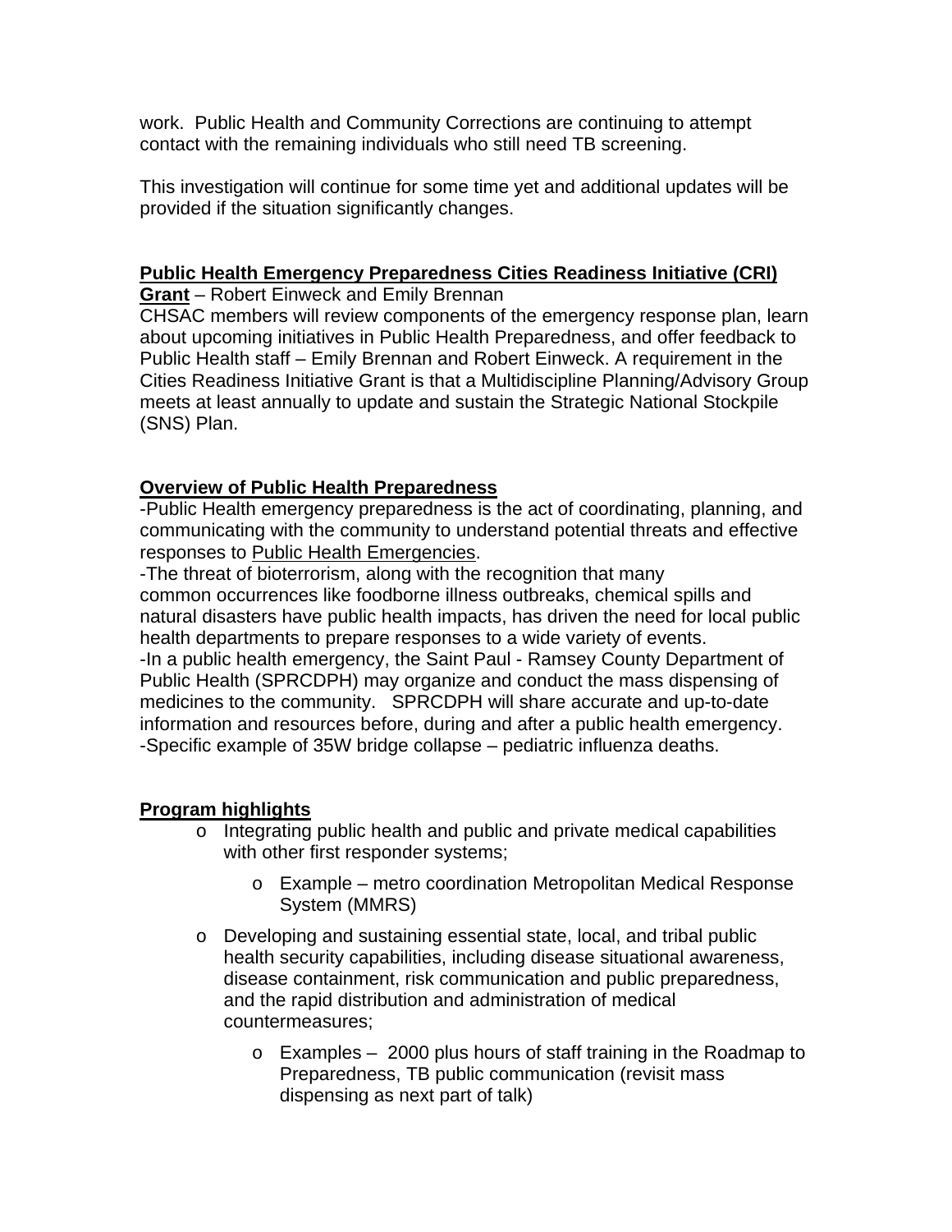work. Public Health and Community Corrections are continuing to attempt contact with the remaining individuals who still need TB screening.

This investigation will continue for some time yet and additional updates will be provided if the situation significantly changes.

**Public Health Emergency Preparedness Cities Readiness Initiative (CRI) Grant** – Robert Einweck and Emily Brennan

CHSAC members will review components of the emergency response plan, learn about upcoming initiatives in Public Health Preparedness, and offer feedback to Public Health staff – Emily Brennan and Robert Einweck. A requirement in the Cities Readiness Initiative Grant is that a Multidiscipline Planning/Advisory Group meets at least annually to update and sustain the Strategic National Stockpile (SNS) Plan.

**Overview of Public Health Preparedness**

-Public Health emergency preparedness is the act of coordinating, planning, and communicating with the community to understand potential threats and effective responses to Public Health Emergencies.

-The threat of bioterrorism, along with the recognition that many common occurrences like foodborne illness outbreaks, chemical spills and natural disasters have public health impacts, has driven the need for local public health departments to prepare responses to a wide variety of events.

-In a public health emergency, the Saint Paul - Ramsey County Department of Public Health (SPRCDPH) may organize and conduct the mass dispensing of medicines to the community. SPRCDPH will share accurate and up-to-date information and resources before, during and after a public health emergency.

-Specific example of 35W bridge collapse – pediatric influenza deaths.

**Program highlights**

- Integrating public health and public and private medical capabilities with other first responder systems;
  - Example – metro coordination Metropolitan Medical Response System (MMRS)
- Developing and sustaining essential state, local, and tribal public health security capabilities, including disease situational awareness, disease containment, risk communication and public preparedness, and the rapid distribution and administration of medical countermeasures;
  - Examples – 2000 plus hours of staff training in the Roadmap to Preparedness, TB public communication (revisit mass dispensing as next part of talk)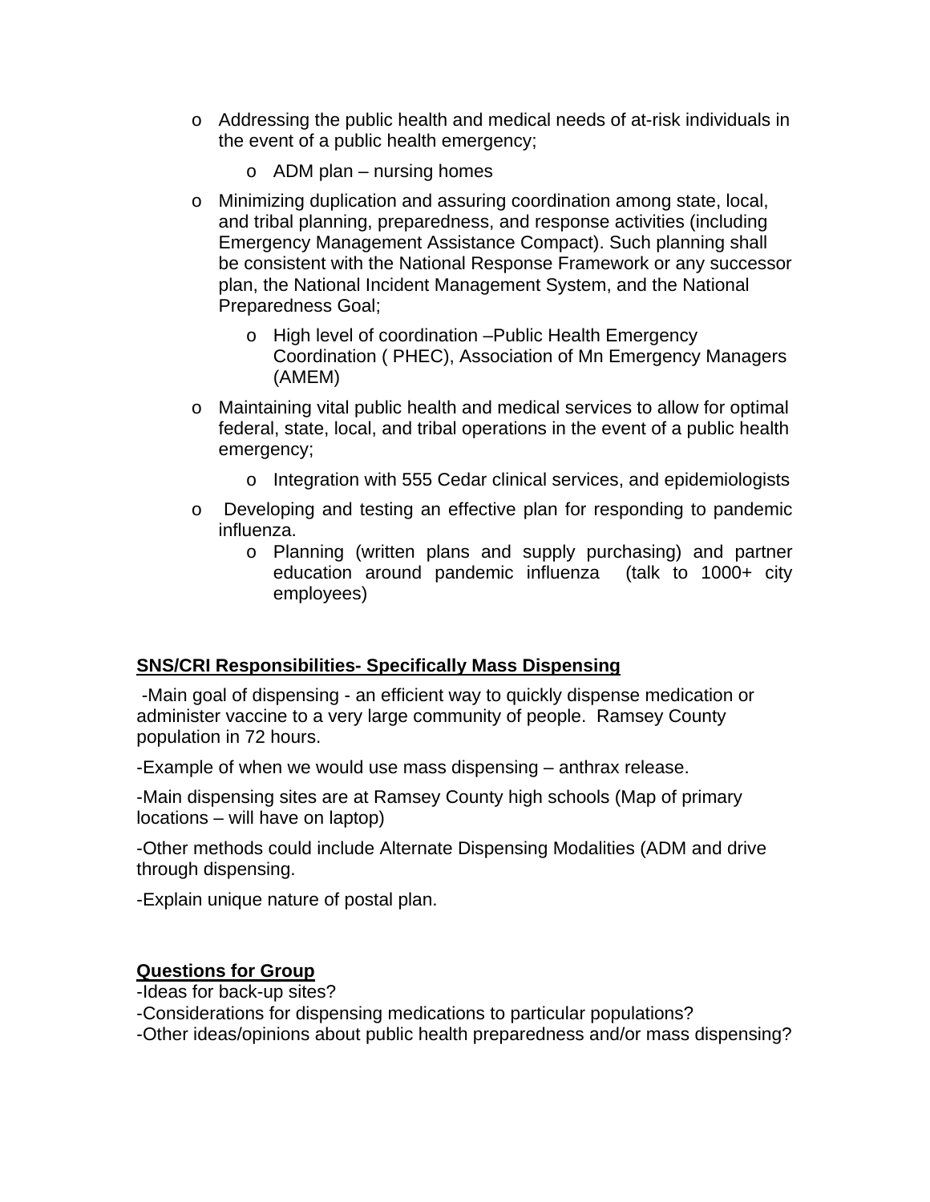- Addressing the public health and medical needs of at-risk individuals in the event of a public health emergency;
    - ADM plan – nursing homes
- Minimizing duplication and assuring coordination among state, local, and tribal planning, preparedness, and response activities (including Emergency Management Assistance Compact). Such planning shall be consistent with the National Response Framework or any successor plan, the National Incident Management System, and the National Preparedness Goal;
    - High level of coordination –Public Health Emergency Coordination ( PHEC), Association of Mn Emergency Managers (AMEM)
- Maintaining vital public health and medical services to allow for optimal federal, state, local, and tribal operations in the event of a public health emergency;
    - Integration with 555 Cedar clinical services, and epidemiologists
- Developing and testing an effective plan for responding to pandemic influenza.
    - Planning (written plans and supply purchasing) and partner education around pandemic influenza (talk to 1000+ city employees)

**SNS/CRI Responsibilities- Specifically Mass Dispensing**

-Main goal of dispensing - an efficient way to quickly dispense medication or administer vaccine to a very large community of people. Ramsey County population in 72 hours.

-Example of when we would use mass dispensing – anthrax release.

-Main dispensing sites are at Ramsey County high schools (Map of primary locations – will have on laptop)

-Other methods could include Alternate Dispensing Modalities (ADM and drive through dispensing.

-Explain unique nature of postal plan.

**Questions for Group**

-Ideas for back-up sites?
-Considerations for dispensing medications to particular populations?
-Other ideas/opinions about public health preparedness and/or mass dispensing?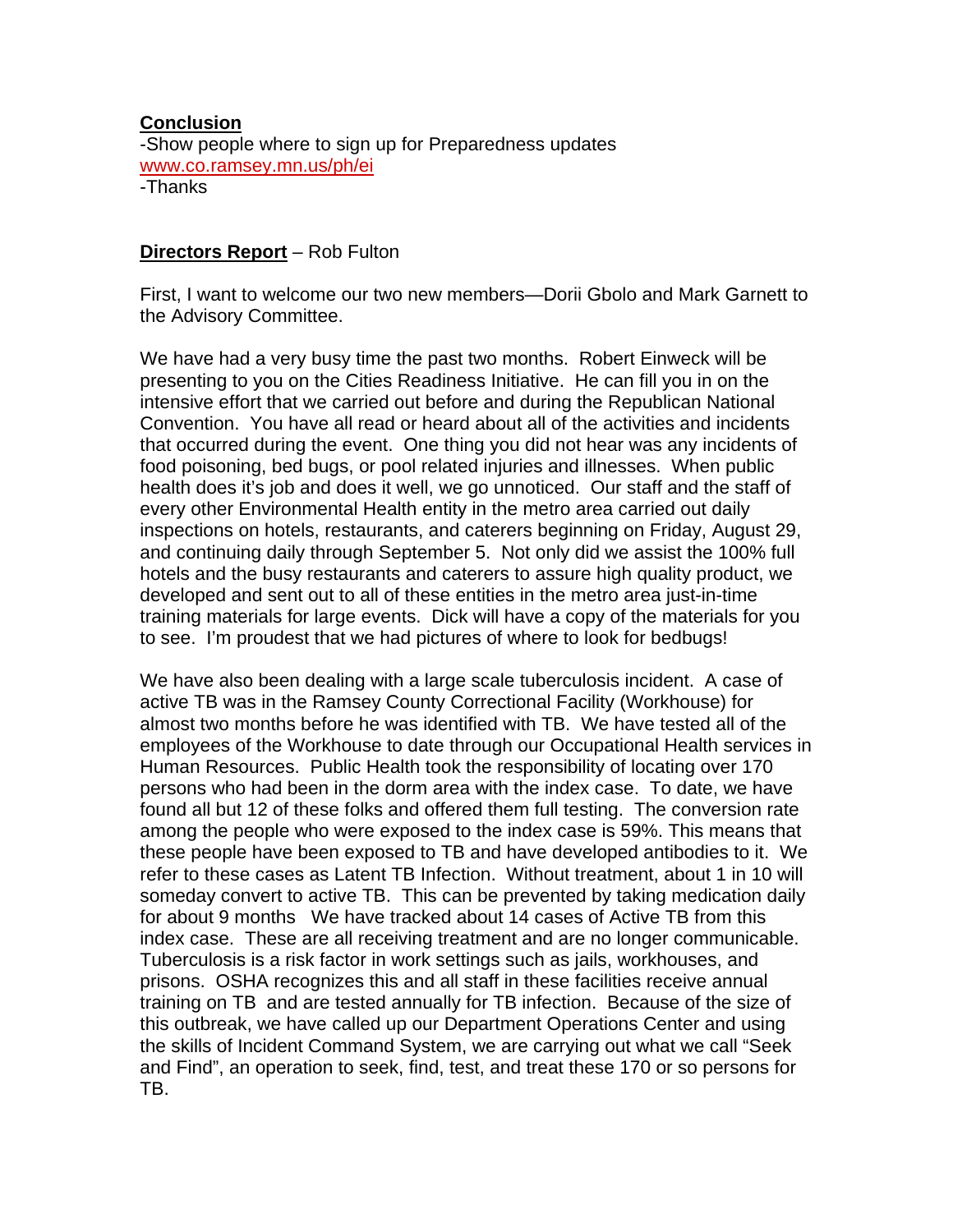**Conclusion**

-Show people where to sign up for Preparedness updates
[www.co.ramsey.mn.us/ph/ei](www.co.ramsey.mn.us/ph/ei)
-Thanks

**Directors Report** – Rob Fulton

First, I want to welcome our two new members—Dorii Gbolo and Mark Garnett to the Advisory Committee.

We have had a very busy time the past two months. Robert Einweck will be presenting to you on the Cities Readiness Initiative. He can fill you in on the intensive effort that we carried out before and during the Republican National Convention. You have all read or heard about all of the activities and incidents that occurred during the event. One thing you did not hear was any incidents of food poisoning, bed bugs, or pool related injuries and illnesses. When public health does it's job and does it well, we go unnoticed. Our staff and the staff of every other Environmental Health entity in the metro area carried out daily inspections on hotels, restaurants, and caterers beginning on Friday, August 29, and continuing daily through September 5. Not only did we assist the 100% full hotels and the busy restaurants and caterers to assure high quality product, we developed and sent out to all of these entities in the metro area just-in-time training materials for large events. Dick will have a copy of the materials for you to see. I'm proudest that we had pictures of where to look for bedbugs!

We have also been dealing with a large scale tuberculosis incident. A case of active TB was in the Ramsey County Correctional Facility (Workhouse) for almost two months before he was identified with TB. We have tested all of the employees of the Workhouse to date through our Occupational Health services in Human Resources. Public Health took the responsibility of locating over 170 persons who had been in the dorm area with the index case. To date, we have found all but 12 of these folks and offered them full testing. The conversion rate among the people who were exposed to the index case is 59%. This means that these people have been exposed to TB and have developed antibodies to it. We refer to these cases as Latent TB Infection. Without treatment, about 1 in 10 will someday convert to active TB. This can be prevented by taking medication daily for about 9 months We have tracked about 14 cases of Active TB from this index case. These are all receiving treatment and are no longer communicable. Tuberculosis is a risk factor in work settings such as jails, workhouses, and prisons. OSHA recognizes this and all staff in these facilities receive annual training on TB and are tested annually for TB infection. Because of the size of this outbreak, we have called up our Department Operations Center and using the skills of Incident Command System, we are carrying out what we call "Seek and Find", an operation to seek, find, test, and treat these 170 or so persons for TB.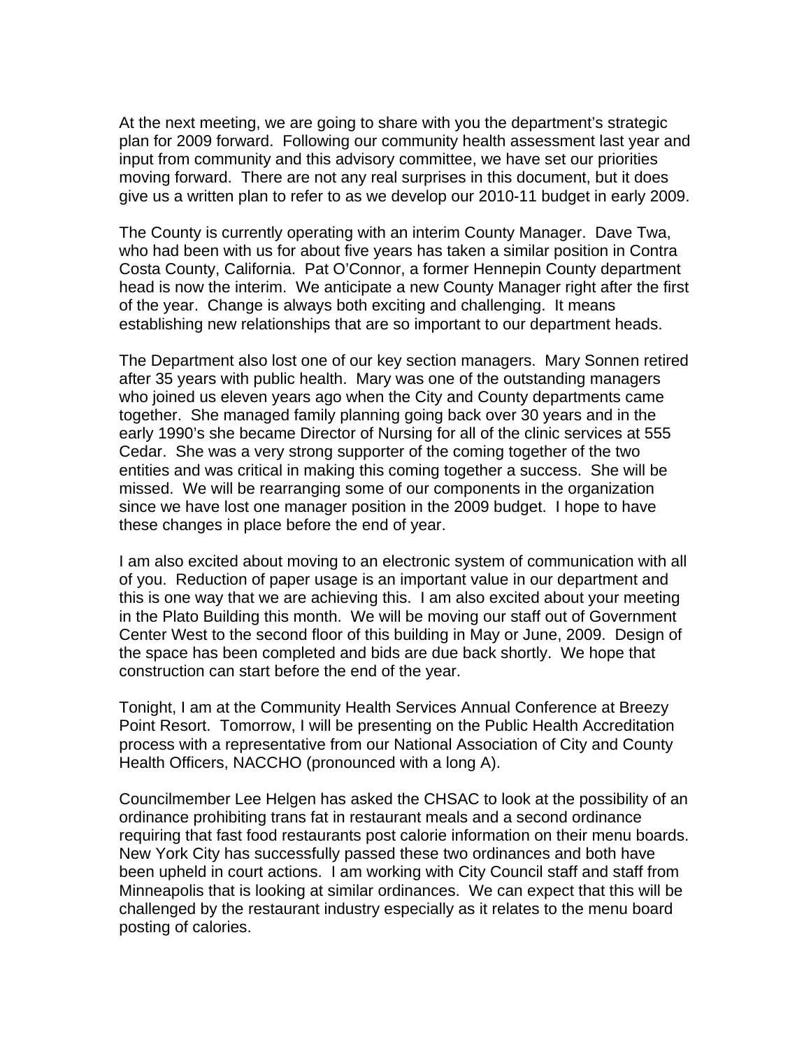At the next meeting, we are going to share with you the department's strategic plan for 2009 forward. Following our community health assessment last year and input from community and this advisory committee, we have set our priorities moving forward. There are not any real surprises in this document, but it does give us a written plan to refer to as we develop our 2010-11 budget in early 2009.

The County is currently operating with an interim County Manager. Dave Twa, who had been with us for about five years has taken a similar position in Contra Costa County, California. Pat O'Connor, a former Hennepin County department head is now the interim. We anticipate a new County Manager right after the first of the year. Change is always both exciting and challenging. It means establishing new relationships that are so important to our department heads.

The Department also lost one of our key section managers. Mary Sonnen retired after 35 years with public health. Mary was one of the outstanding managers who joined us eleven years ago when the City and County departments came together. She managed family planning going back over 30 years and in the early 1990's she became Director of Nursing for all of the clinic services at 555 Cedar. She was a very strong supporter of the coming together of the two entities and was critical in making this coming together a success. She will be missed. We will be rearranging some of our components in the organization since we have lost one manager position in the 2009 budget. I hope to have these changes in place before the end of year.

I am also excited about moving to an electronic system of communication with all of you. Reduction of paper usage is an important value in our department and this is one way that we are achieving this. I am also excited about your meeting in the Plato Building this month. We will be moving our staff out of Government Center West to the second floor of this building in May or June, 2009. Design of the space has been completed and bids are due back shortly. We hope that construction can start before the end of the year.

Tonight, I am at the Community Health Services Annual Conference at Breezy Point Resort. Tomorrow, I will be presenting on the Public Health Accreditation process with a representative from our National Association of City and County Health Officers, NACCHO (pronounced with a long A).

Councilmember Lee Helgen has asked the CHSAC to look at the possibility of an ordinance prohibiting trans fat in restaurant meals and a second ordinance requiring that fast food restaurants post calorie information on their menu boards. New York City has successfully passed these two ordinances and both have been upheld in court actions. I am working with City Council staff and staff from Minneapolis that is looking at similar ordinances. We can expect that this will be challenged by the restaurant industry especially as it relates to the menu board posting of calories.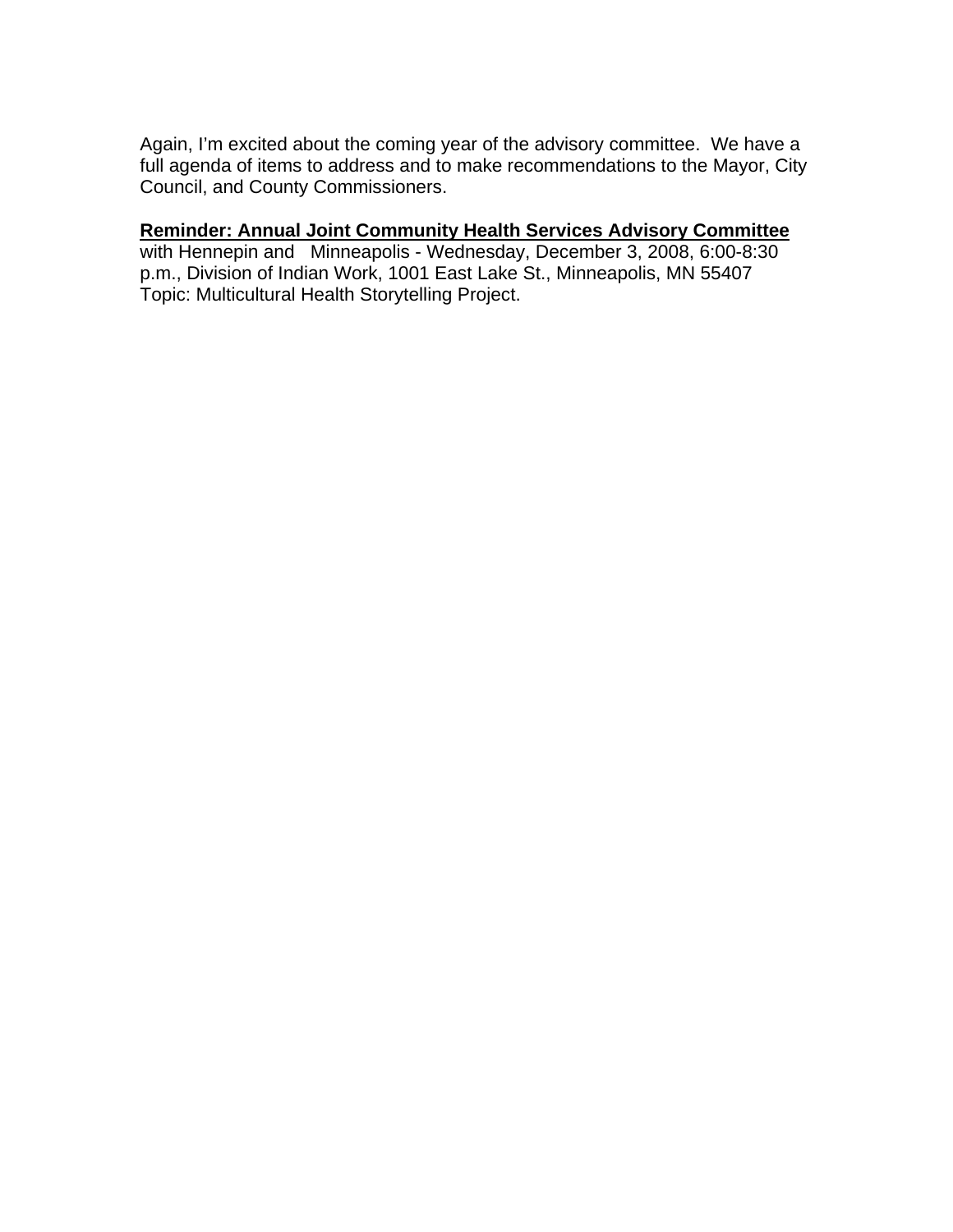Again, I'm excited about the coming year of the advisory committee. We have a full agenda of items to address and to make recommendations to the Mayor, City Council, and County Commissioners.

**Reminder: Annual Joint Community Health Services Advisory Committee** with Hennepin and Minneapolis - Wednesday, December 3, 2008, 6:00-8:30 p.m., Division of Indian Work, 1001 East Lake St., Minneapolis, MN 55407 Topic: Multicultural Health Storytelling Project.